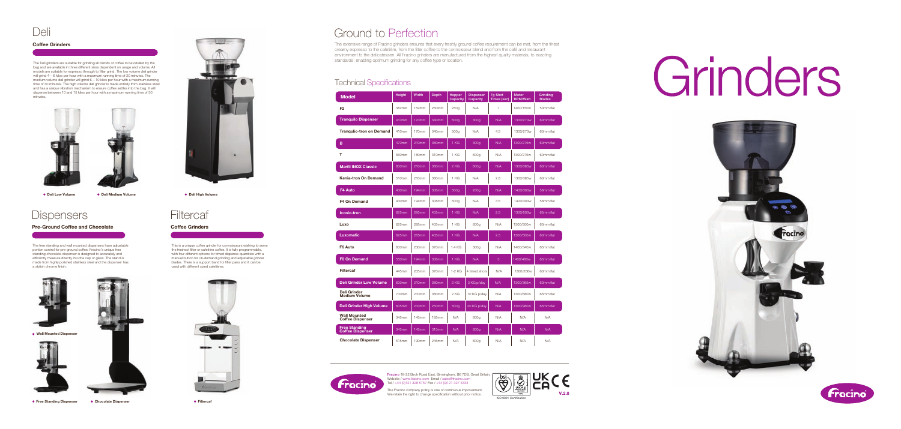# Deli

### Coffee Grinders

The Deli grinders are suitable for grinding all blends of coffee to be retailed by the bag and are available in three different sizes dependent on usage and volume. All models are suitable for espresso through to filter grind. The low volume deli grinder will grind 4 – 6 kilos per hour with a maximum running time of 20 minutes. The medium volume deli grinder will grind 6 – 10 kilos per hour with a maximum running time of 30 minutes. The high volume deli grinder is made entirely from stainless steel and has a unique vibration mechanism to ensure coffee settles into the bag. It will dispense between 10 and 15 kilos per hour with a maximum running time of 30 minutes.

- Deli Low Volume
- Deli Medium Volume
- Deli High Volume

# Dispensers

### Pre-Ground Coffee and Chocolate

The free standing and wall mounted dispensers have adjustable portion control for pre-ground coffee. Fracino's unique free standing chocolate dispenser is designed to accurately and efficiently measure directly into the cup or glass. The stand is made from highly polished stainless steel and the dispenser has a stylish chrome finish.

- Wall Mounted Dispenser
- Free Standing Dispenser
- Chocolate Dispenser

# Filtercaf

### Coffee Grinders

This is a unique coffee grinder for connoisseurs wishing to serve the freshest filter or cafetiere coffee. It is fully programmable, with four different options for timed dispense quantities with a manual button for on-demand grinding and adjustable grinder blades. There is a support band for filter pans and it can be used with different sized cafetieres.

- Filtercaf

# Ground to Perfection

The extensive range of Fracino grinders ensures that every freshly ground coffee requirement can be met, from the finest creamy espresso to the cafetière, from the filter coffee to the connoisseur blend and from the café and restaurant environment to the delicatessen. All Fracino grinders are manufactured from the highest quality materials, to exacting standards, enabling optimum grinding for any coffee type or location.

## Technical Specifications

| Model | Height | Width | Depth | Hopper Capacity | Dispenser Capacity | 7g Shot Times (sec) | Motor RPM/Watt | Grinding Blades |
|---|---|---|---|---|---|---|---|---|
| F2 | 382mm | 152mm | 250mm | 250g | N/A | 7 | 1400/150w | 50mm flat |
| Tranquilo Dispenser | 410mm | 170mm | 340mm | 500g | 300g | N/A | 1300/270w | 60mm flat |
| Tranquilo-tron on Demand | 410mm | 170mm | 340mm | 500g | N/A | 4.5 | 1300/270w | 60mm flat |
| B | 470mm | 210mm | 380mm | 1 KG | 300g | N/A | 1300/275w | 60mm flat |
| T | 560mm | 180mm | 310mm | 1 KG | 600g | N/A | 1300/275w | 60mm flat |
| Marfil INOX Classic | 600mm | 210mm | 380mm | 2 KG | 600g | N/A | 1300/365w | 60mm flat |
| Kenia-tron On Demand | 510mm | 210mm | 380mm | 1 KG | N/A | 2.8 | 1300/365w | 60mm flat |
| F4 Auto | 430mm | 194mm | 308mm | 500g | 200g | N/A | 1400/300w | 58mm flat |
| F4 On Demand | 430mm | 194mm | 308mm | 500g | N/A | 3.5 | 1400/300w | 58mm flat |
| Iconic-tron | 625mm | 285mm | 405mm | 1 KG | N/A | 2.5 | 1300/500w | 65mm flat |
| Luxo | 625mm | 285mm | 405mm | 1 KG | 600g | N/A | 1300/500w | 60mm flat |
| Luxomatic | 625mm | 285mm | 405mm | 1 KG | N/A | 2.5 | 1300/500w | 60mm flat |
| F6 Auto | 600mm | 230mm | 370mm | 1.4 KG | 300g | N/A | 1400/340w | 65mm flat |
| F6 On Demand | 550mm | 194mm | 308mm | 1 KG | N/A | 3 | 1400/480w | 65mm flat |
| Filtercaf | 445mm | 205mm | 370mm | 1-2 KG | 4 timed shots | N/A | 1300/356w | 60mm flat |
| Deli Grinder Low Volume | 600mm | 210mm | 380mm | 2 KG | 3 KG p/day | N/A | 1300/365w | 60mm flat |
| Deli Grinder Medium Volume | 700mm | 210mm | 380mm | 2 KG | 10 KG p/day | N/A | 1300/880w | 65mm flat |
| Deli Grinder High Volume | 605mm | 210mm | 250mm | 500g | 20 KG p/day | N/A | 1300/980w | 65mm flat |
| Wall Mounted Coffee Dispenser | 345mm | 145mm | 185mm | N/A | 600g | N/A | N/A | N/A |
| Free Standing Coffee Dispenser | 345mm | 145mm | 310mm | N/A | 600g | N/A | N/A | N/A |
| Chocolate Dispenser | 515mm | 190mm | 245mm | N/A | 600g | N/A | N/A | N/A |

**Fracino** 18-22 Birch Road East, Birmingham, B6 7DB, Great Britain.
Website / www.fracino.com Email / sales@fracino.com
Tel / +44 (0)121 328 5757 Fax / +44 (0)121 327 3333

The Fracino company policy is one of continuous improvement. We retain the right to change specification without prior notice.

ISO 9001 Certification

V.2.8

# Grinders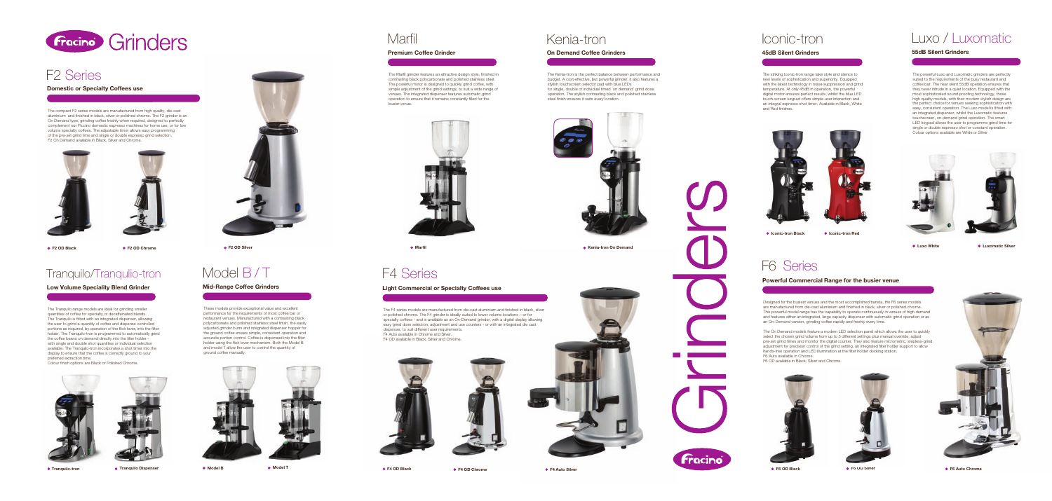# Fracino Grinders

## F2 Series

### Domestic or Specialty Coffees use

The compact F2 series models are manufactured from high quality, die-cast aluminium and finished in black, silver or polished chrome. The F2 grinder is an On Demand type, grinding coffee freshly when required, designed to perfectly complement our Fracino domestic espresso machines for home use, or for low volume specialty coffees. The adjustable timer allows easy programming of the pre-set grind time and single or double espresso grind selection. F2 On Demand available in Black, Silver and Chrome.

◆ F2 OD Black ◆ F2 OD Chrome ◆ F2 OD Silver

## Tranquilo/Tranquilo-tron

### Low Volume Speciality Blend Grinder

The Tranquilo range models are ideal for grinding smaller quantities of coffee for specialty or decaffeinated blends. The Tranquilo is fitted with an integrated dispenser, allowing the user to grind a quantity of coffee and dispense controlled portions as required, by operation of the flick lever, into the filter holder. The Tranquilo-tron is programmed to automatically grind the coffee beans on-demand directly into the filter holder - with single and double shot quantities or individual selection available. The Tranquilo-tron incorporates a shot timer into the display to ensure that the coffee is correctly ground to your preferred extraction time.
Colour finish options are Black or Polished Chrome.

◆ Tranquilo-tron ◆ Tranquilo Dispenser

## Model B / T

### Mid-Range Coffee Grinders

These models provide exceptional value and excellent performance for the requirements of most coffee bar or restaurant venues. Manufactured with a contrasting black polycarbonate and polished stainless steel finish, the easily adjusted grinder burrs and integrated dispenser hopper for the ground coffee ensure simple, consistent operation and accurate portion control. Coffee is dispensed into the filter holder using the flick lever mechanism. Both the Model B and model T allow the user to control the quantity of ground coffee manually.

◆ Model B ◆ Model T

## Marfil

### Premium Coffee Grinder

The Marfil grinder features an attractive design style, finished in contrasting black polycarbonate and polished stainless steel. The powerful motor is designed to quickly grind coffee, with simple adjustment of the grind settings, to suit a wide range of venues. The integrated dispenser features automatic grind operation to ensure that it remains constantly filled for the busier venue.

◆ Marfil

## Kenia-tron

### On Demand Coffee Grinders

The Kenia-tron is the perfect balance between performance and budget. A cost-effective, but powerful grinder, it also features a stylish touchscreen selector pad with blue LEDs for single, double or individual timed 'on demand' grind dose operation. The stylish contrasting black and polished stainless steel finish ensures it suits every location.

◆ Kenia-tron On Demand

## F4 Series

### Light Commercial or Specialty Coffees use

The F4 series models are manufactured from die-cast aluminium and finished in black, silver or polished chrome. The F4 grinder is ideally suited to lower volume locations – or for specialty coffees - and is available as an On-Demand grinder, with a digital display allowing easy grind dose selection, adjustment and use counters - or with an integrated die cast dispenser, to suit different user requirements.
F4 Auto available in Chrome and Silver.
F4 OD available in Black, Silver and Chrome.

◆ F4 OD Black ◆ F4 OD Chrome ◆ F4 Auto Silver

## Iconic-tron

### 45dB Silent Grinders

The striking Iconic-tron range take style and silence to new levels of sophistication and superiority. Equipped with the latest technology in noise-suppression and grind temperature. At only 45dB in operation, the powerful digital motor ensures perfect results, whilst the blue LED touch-screen keypad offers simple user interaction and an integral espresso shot timer. Available in Black, White and Red finishes.

◆ Iconic-tron Black ◆ Iconic-tron Red

## Luxo / Luxomatic

### 55dB Silent Grinders

The powerful Luxo and Luxomatic grinders are perfectly suited to the requirements of the busy restaurant and coffee bar. The near silent 55dB operation ensures that they never intrude in a quiet location. Equipped with the most sophisticated sound proofing technology, these high quality models, with their modern stylish design are the perfect choice for venues seeking sophistication with easy, consistent operation. The Luxo model is fitted with an integrated dispenser, whilst the Luxomatic features touchscreen, on-demand grind operation. The smart LED keypad allows the user to programme grind time for single or double espresso shot or constant operation. Colour options available are White or Silver

◆ Luxo White ◆ Luxomatic Silver

## F6 Series

### Powerful Commercial Range for the busier venue

Designed for the busiest venues and the most accomplished barista, the F6 series models are manufactured from die-cast aluminium and finished in black, silver or polished chrome. This powerful model range has the capability to operate continuously in venues of high demand and features either an integrated, large capacity dispenser with automatic grind operation or as an On-Demand version, grinding coffee rapidly and freshly every time.

The On Demand models feature a modern LED selection panel which allows the user to quickly select the chosen grind volume from up to 3 different settings plus manual override, adjust pre-set grind times and monitor the digital counter. They also feature micrometric, stepless-grind adjustment for precision control of the grind setting, an integrated filter holder support to allow hands-free operation and LED illumination at the filter holder docking station.
F6 Auto available in Chrome.
F6 OD available in Black, Silver and Chrome.

◆ F6 OD Black ◆ F6 OD Silver ◆ F6 Auto Chrome

Grinders

Fracino